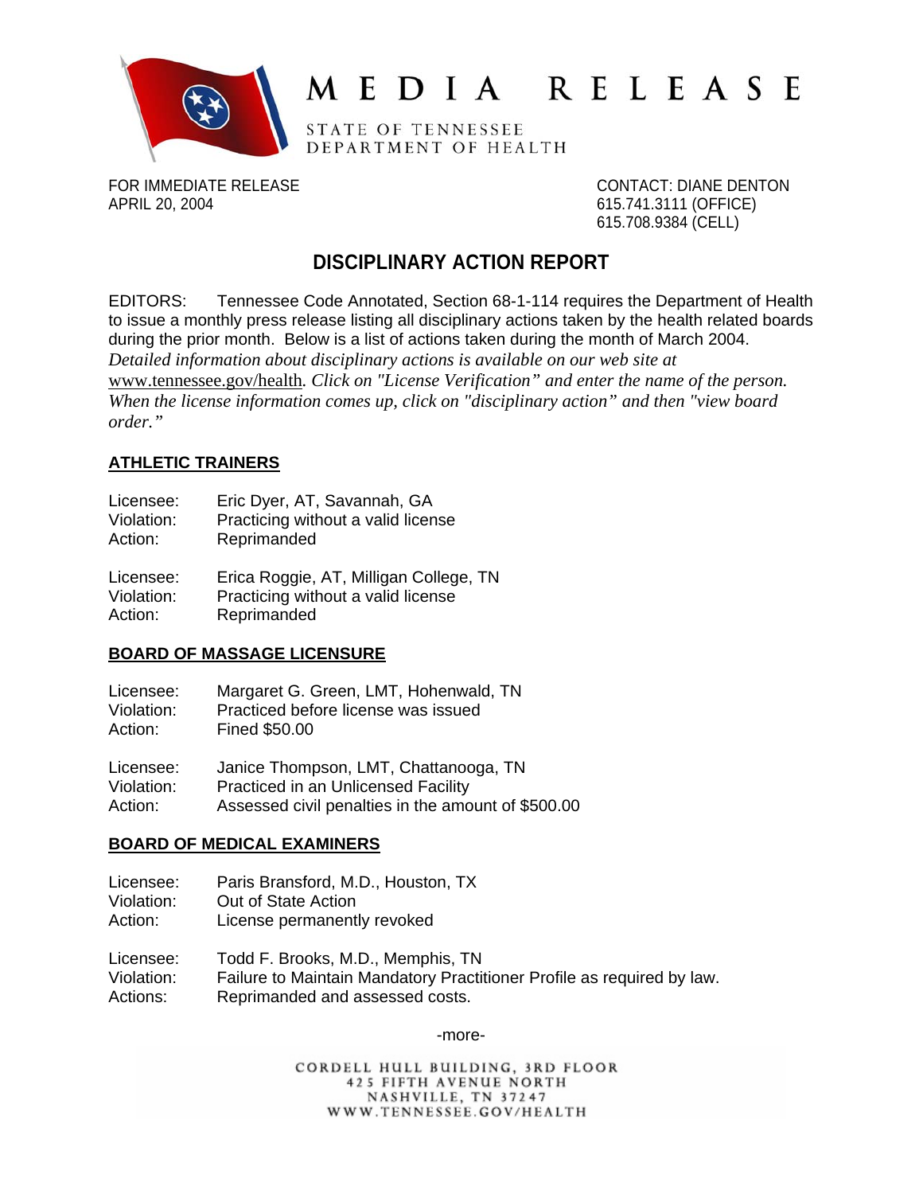# MEDIA RELEASE

STATE OF TENNESSEE
DEPARTMENT OF HEALTH

FOR IMMEDIATE RELEASE
APRIL 20, 2004

CONTACT: DIANE DENTON
615.741.3111 (OFFICE)
615.708.9384 (CELL)

## DISCIPLINARY ACTION REPORT

EDITORS: Tennessee Code Annotated, Section 68-1-114 requires the Department of Health to issue a monthly press release listing all disciplinary actions taken by the health related boards during the prior month. Below is a list of actions taken during the month of March 2004. *Detailed information about disciplinary actions is available on our web site at www.tennessee.gov/health. Click on "License Verification" and enter the name of the person. When the license information comes up, click on "disciplinary action" and then "view board order."*

### ATHLETIC TRAINERS

Licensee: Eric Dyer, AT, Savannah, GA
Violation: Practicing without a valid license
Action: Reprimanded

Licensee: Erica Roggie, AT, Milligan College, TN
Violation: Practicing without a valid license
Action: Reprimanded

### BOARD OF MASSAGE LICENSURE

Licensee: Margaret G. Green, LMT, Hohenwald, TN
Violation: Practiced before license was issued
Action: Fined $50.00

Licensee: Janice Thompson, LMT, Chattanooga, TN
Violation: Practiced in an Unlicensed Facility
Action: Assessed civil penalties in the amount of $500.00

### BOARD OF MEDICAL EXAMINERS

Licensee: Paris Bransford, M.D., Houston, TX
Violation: Out of State Action
Action: License permanently revoked

Licensee: Todd F. Brooks, M.D., Memphis, TN
Violation: Failure to Maintain Mandatory Practitioner Profile as required by law.
Actions: Reprimanded and assessed costs.

-more-

CORDELL HULL BUILDING, 3RD FLOOR
425 FIFTH AVENUE NORTH
NASHVILLE, TN 37247
WWW.TENNESSEE.GOV/HEALTH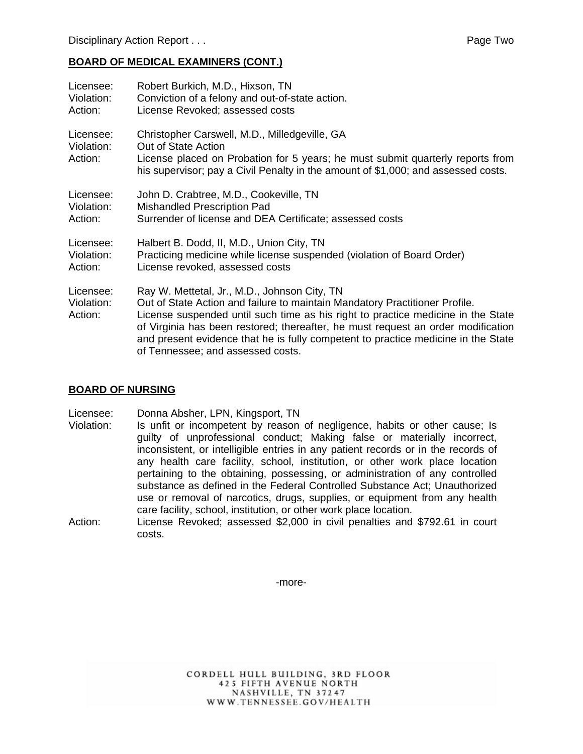## BOARD OF MEDICAL EXAMINERS (CONT.)

Licensee: Robert Burkich, M.D., Hixson, TN
Violation: Conviction of a felony and out-of-state action.
Action: License Revoked; assessed costs

Licensee: Christopher Carswell, M.D., Milledgeville, GA
Violation: Out of State Action
Action: License placed on Probation for 5 years; he must submit quarterly reports from his supervisor; pay a Civil Penalty in the amount of $1,000; and assessed costs.

Licensee: John D. Crabtree, M.D., Cookeville, TN
Violation: Mishandled Prescription Pad
Action: Surrender of license and DEA Certificate; assessed costs

Licensee: Halbert B. Dodd, II, M.D., Union City, TN
Violation: Practicing medicine while license suspended (violation of Board Order)
Action: License revoked, assessed costs

Licensee: Ray W. Mettetal, Jr., M.D., Johnson City, TN
Violation: Out of State Action and failure to maintain Mandatory Practitioner Profile.
Action: License suspended until such time as his right to practice medicine in the State of Virginia has been restored; thereafter, he must request an order modification and present evidence that he is fully competent to practice medicine in the State of Tennessee; and assessed costs.

## BOARD OF NURSING

Licensee: Donna Absher, LPN, Kingsport, TN
Violation: Is unfit or incompetent by reason of negligence, habits or other cause; Is guilty of unprofessional conduct; Making false or materially incorrect, inconsistent, or intelligible entries in any patient records or in the records of any health care facility, school, institution, or other work place location pertaining to the obtaining, possessing, or administration of any controlled substance as defined in the Federal Controlled Substance Act; Unauthorized use or removal of narcotics, drugs, supplies, or equipment from any health care facility, school, institution, or other work place location.
Action: License Revoked; assessed $2,000 in civil penalties and $792.61 in court costs.

-more-

CORDELL HULL BUILDING, 3RD FLOOR
425 FIFTH AVENUE NORTH
NASHVILLE, TN 37247
WWW.TENNESSEE.GOV/HEALTH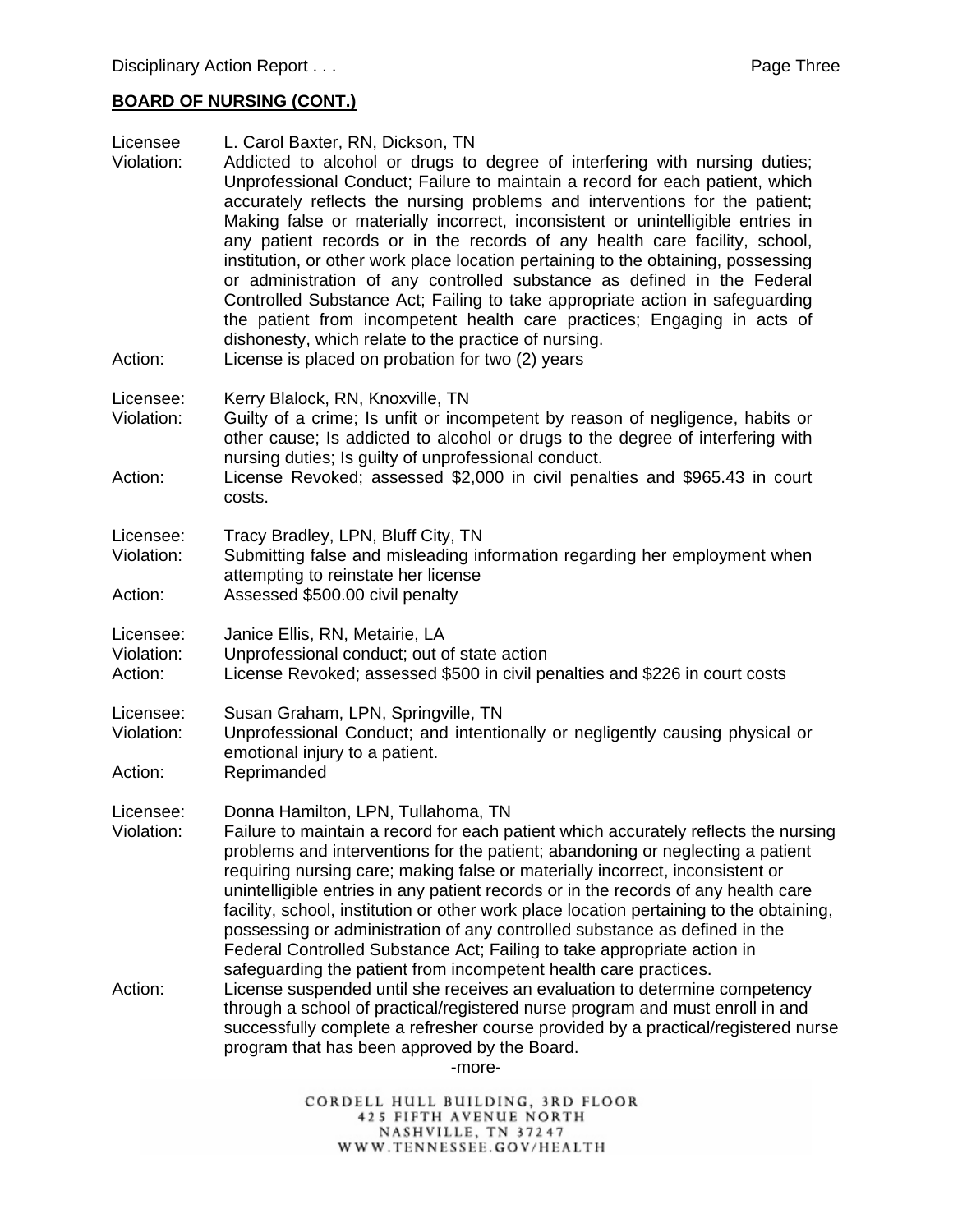**BOARD OF NURSING (CONT.)**

Licensee L. Carol Baxter, RN, Dickson, TN
Violation: Addicted to alcohol or drugs to degree of interfering with nursing duties; Unprofessional Conduct; Failure to maintain a record for each patient, which accurately reflects the nursing problems and interventions for the patient; Making false or materially incorrect, inconsistent or unintelligible entries in any patient records or in the records of any health care facility, school, institution, or other work place location pertaining to the obtaining, possessing or administration of any controlled substance as defined in the Federal Controlled Substance Act; Failing to take appropriate action in safeguarding the patient from incompetent health care practices; Engaging in acts of dishonesty, which relate to the practice of nursing.
Action: License is placed on probation for two (2) years

Licensee: Kerry Blalock, RN, Knoxville, TN
Violation: Guilty of a crime; Is unfit or incompetent by reason of negligence, habits or other cause; Is addicted to alcohol or drugs to the degree of interfering with nursing duties; Is guilty of unprofessional conduct.
Action: License Revoked; assessed $2,000 in civil penalties and $965.43 in court costs.

Licensee: Tracy Bradley, LPN, Bluff City, TN
Violation: Submitting false and misleading information regarding her employment when attempting to reinstate her license
Action: Assessed $500.00 civil penalty

Licensee: Janice Ellis, RN, Metairie, LA
Violation: Unprofessional conduct; out of state action
Action: License Revoked; assessed $500 in civil penalties and $226 in court costs

Licensee: Susan Graham, LPN, Springville, TN
Violation: Unprofessional Conduct; and intentionally or negligently causing physical or emotional injury to a patient.
Action: Reprimanded

Licensee: Donna Hamilton, LPN, Tullahoma, TN
Violation: Failure to maintain a record for each patient which accurately reflects the nursing problems and interventions for the patient; abandoning or neglecting a patient requiring nursing care; making false or materially incorrect, inconsistent or unintelligible entries in any patient records or in the records of any health care facility, school, institution or other work place location pertaining to the obtaining, possessing or administration of any controlled substance as defined in the Federal Controlled Substance Act; Failing to take appropriate action in safeguarding the patient from incompetent health care practices.
Action: License suspended until she receives an evaluation to determine competency through a school of practical/registered nurse program and must enroll in and successfully complete a refresher course provided by a practical/registered nurse program that has been approved by the Board.

-more-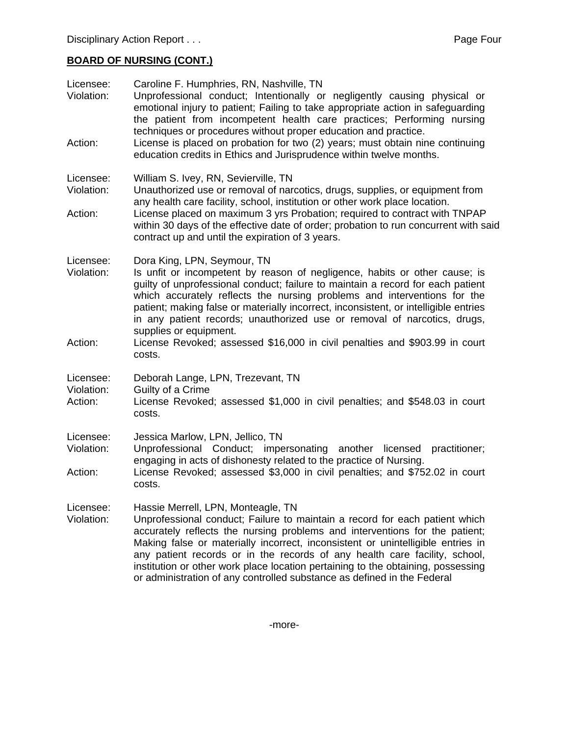**BOARD OF NURSING (CONT.)**

Licensee: Caroline F. Humphries, RN, Nashville, TN
Violation: Unprofessional conduct; Intentionally or negligently causing physical or emotional injury to patient; Failing to take appropriate action in safeguarding the patient from incompetent health care practices; Performing nursing techniques or procedures without proper education and practice.
Action: License is placed on probation for two (2) years; must obtain nine continuing education credits in Ethics and Jurisprudence within twelve months.

Licensee: William S. Ivey, RN, Sevierville, TN
Violation: Unauthorized use or removal of narcotics, drugs, supplies, or equipment from any health care facility, school, institution or other work place location.
Action: License placed on maximum 3 yrs Probation; required to contract with TNPAP within 30 days of the effective date of order; probation to run concurrent with said contract up and until the expiration of 3 years.

Licensee: Dora King, LPN, Seymour, TN
Violation: Is unfit or incompetent by reason of negligence, habits or other cause; is guilty of unprofessional conduct; failure to maintain a record for each patient which accurately reflects the nursing problems and interventions for the patient; making false or materially incorrect, inconsistent, or intelligible entries in any patient records; unauthorized use or removal of narcotics, drugs, supplies or equipment.
Action: License Revoked; assessed $16,000 in civil penalties and $903.99 in court costs.

Licensee: Deborah Lange, LPN, Trezevant, TN
Violation: Guilty of a Crime
Action: License Revoked; assessed $1,000 in civil penalties; and $548.03 in court costs.

Licensee: Jessica Marlow, LPN, Jellico, TN
Violation: Unprofessional Conduct; impersonating another licensed practitioner; engaging in acts of dishonesty related to the practice of Nursing.
Action: License Revoked; assessed $3,000 in civil penalties; and $752.02 in court costs.

Licensee: Hassie Merrell, LPN, Monteagle, TN
Violation: Unprofessional conduct; Failure to maintain a record for each patient which accurately reflects the nursing problems and interventions for the patient; Making false or materially incorrect, inconsistent or unintelligible entries in any patient records or in the records of any health care facility, school, institution or other work place location pertaining to the obtaining, possessing or administration of any controlled substance as defined in the Federal

-more-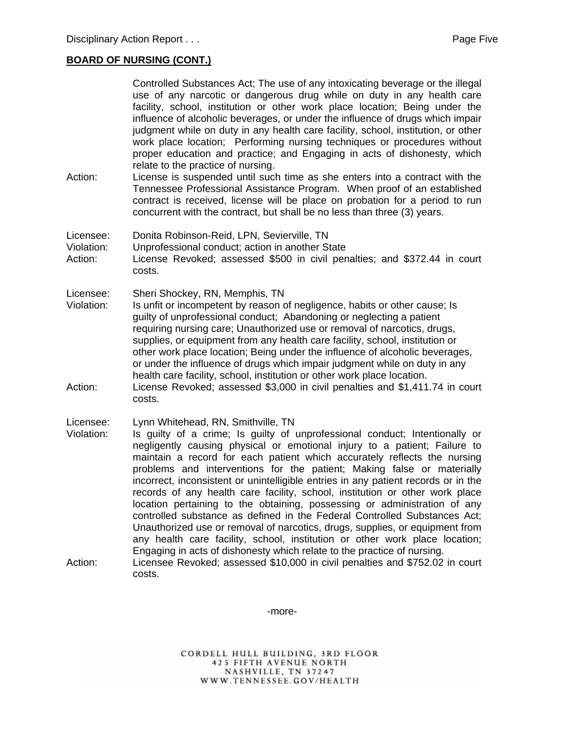**BOARD OF NURSING (CONT.)**

Controlled Substances Act; The use of any intoxicating beverage or the illegal use of any narcotic or dangerous drug while on duty in any health care facility, school, institution or other work place location; Being under the influence of alcoholic beverages, or under the influence of drugs which impair judgment while on duty in any health care facility, school, institution, or other work place location; Performing nursing techniques or procedures without proper education and practice; and Engaging in acts of dishonesty, which relate to the practice of nursing.

Action: License is suspended until such time as she enters into a contract with the Tennessee Professional Assistance Program. When proof of an established contract is received, license will be place on probation for a period to run concurrent with the contract, but shall be no less than three (3) years.

Licensee: Donita Robinson-Reid, LPN, Sevierville, TN
Violation: Unprofessional conduct; action in another State
Action: License Revoked; assessed $500 in civil penalties; and $372.44 in court costs.

Licensee: Sheri Shockey, RN, Memphis, TN
Violation: Is unfit or incompetent by reason of negligence, habits or other cause; Is guilty of unprofessional conduct; Abandoning or neglecting a patient requiring nursing care; Unauthorized use or removal of narcotics, drugs, supplies, or equipment from any health care facility, school, institution or other work place location; Being under the influence of alcoholic beverages, or under the influence of drugs which impair judgment while on duty in any health care facility, school, institution or other work place location.
Action: License Revoked; assessed $3,000 in civil penalties and $1,411.74 in court costs.

Licensee: Lynn Whitehead, RN, Smithville, TN
Violation: Is guilty of a crime; Is guilty of unprofessional conduct; Intentionally or negligently causing physical or emotional injury to a patient; Failure to maintain a record for each patient which accurately reflects the nursing problems and interventions for the patient; Making false or materially incorrect, inconsistent or unintelligible entries in any patient records or in the records of any health care facility, school, institution or other work place location pertaining to the obtaining, possessing or administration of any controlled substance as defined in the Federal Controlled Substances Act; Unauthorized use or removal of narcotics, drugs, supplies, or equipment from any health care facility, school, institution or other work place location; Engaging in acts of dishonesty which relate to the practice of nursing.
Action: Licensee Revoked; assessed $10,000 in civil penalties and $752.02 in court costs.

-more-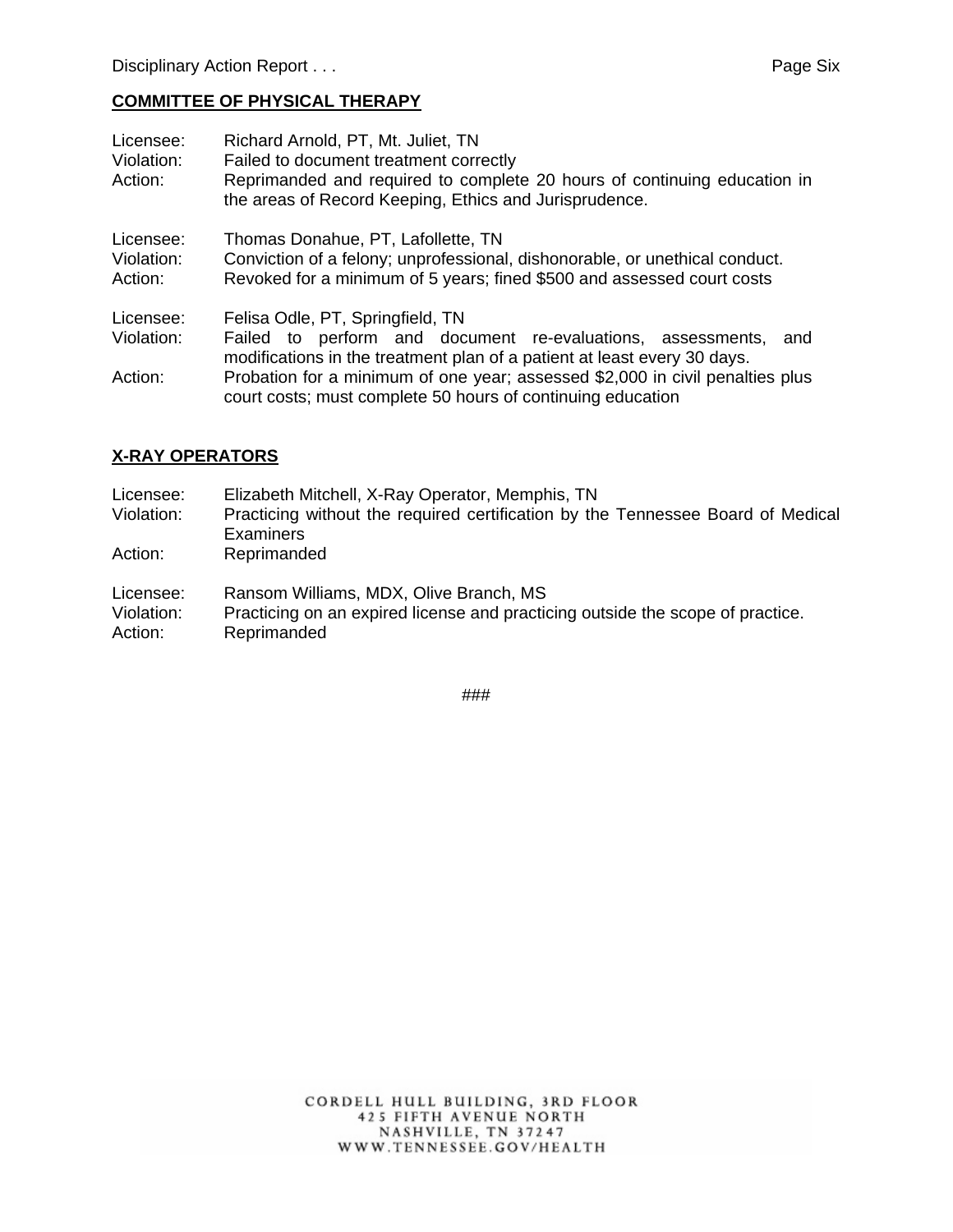**COMMITTEE OF PHYSICAL THERAPY**

Licensee: Richard Arnold, PT, Mt. Juliet, TN
Violation: Failed to document treatment correctly
Action: Reprimanded and required to complete 20 hours of continuing education in the areas of Record Keeping, Ethics and Jurisprudence.

Licensee: Thomas Donahue, PT, Lafollette, TN
Violation: Conviction of a felony; unprofessional, dishonorable, or unethical conduct.
Action: Revoked for a minimum of 5 years; fined $500 and assessed court costs

Licensee: Felisa Odle, PT, Springfield, TN
Violation: Failed to perform and document re-evaluations, assessments, and modifications in the treatment plan of a patient at least every 30 days.
Action: Probation for a minimum of one year; assessed $2,000 in civil penalties plus court costs; must complete 50 hours of continuing education

**X-RAY OPERATORS**

Licensee: Elizabeth Mitchell, X-Ray Operator, Memphis, TN
Violation: Practicing without the required certification by the Tennessee Board of Medical Examiners
Action: Reprimanded

Licensee: Ransom Williams, MDX, Olive Branch, MS
Violation: Practicing on an expired license and practicing outside the scope of practice.
Action: Reprimanded

###

CORDELL HULL BUILDING, 3RD FLOOR
425 FIFTH AVENUE NORTH
NASHVILLE, TN 37247
WWW.TENNESSEE.GOV/HEALTH